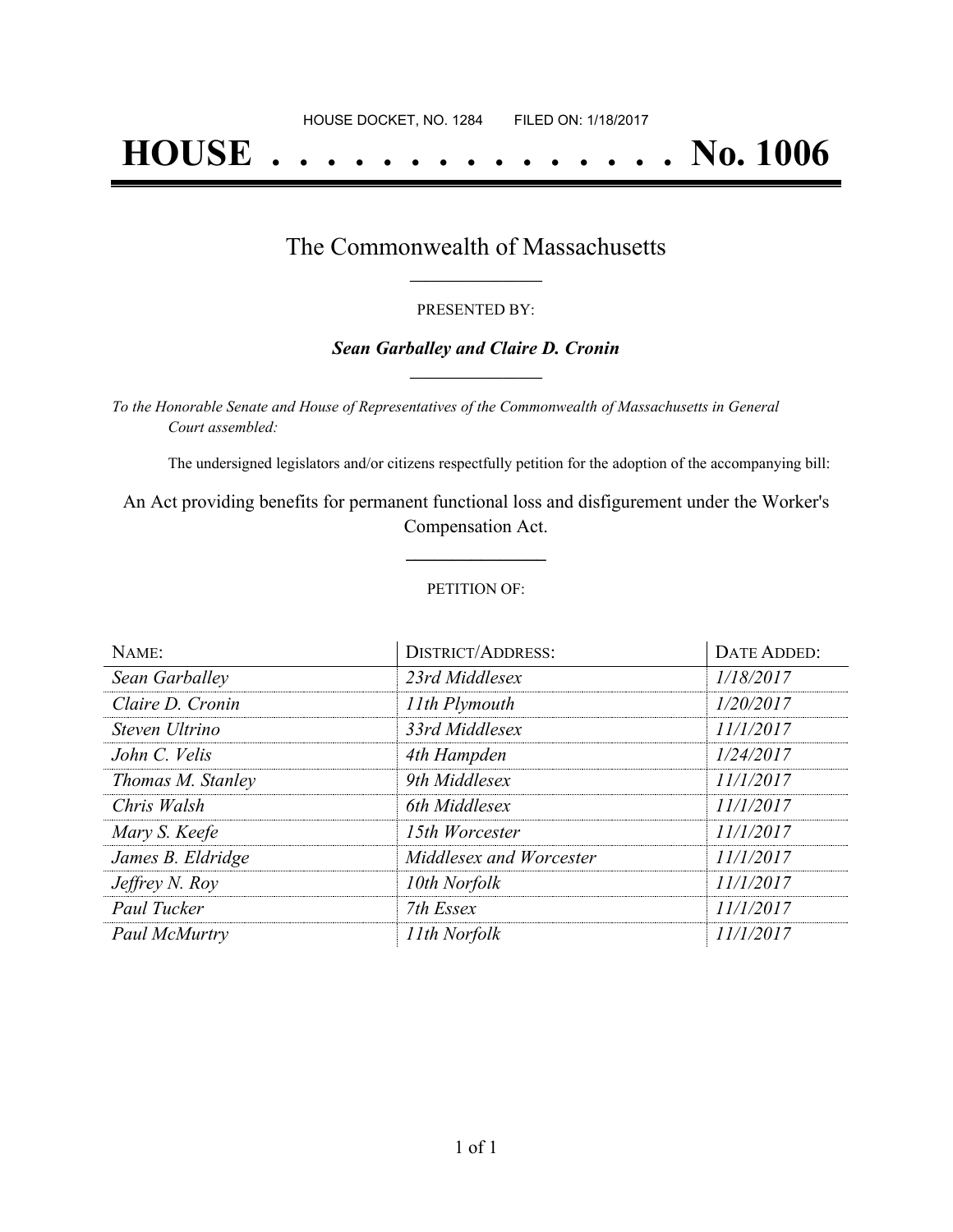HOUSE DOCKET, NO. 1284 FILED ON: 1/18/2017

# HOUSE . . . . . . . . . . . . . . . No. 1006

## The Commonwealth of Massachusetts

PRESENTED BY:

***Sean Garballey and Claire D. Cronin***

*To the Honorable Senate and House of Representatives of the Commonwealth of Massachusetts in General Court assembled:*

The undersigned legislators and/or citizens respectfully petition for the adoption of the accompanying bill:

An Act providing benefits for permanent functional loss and disfigurement under the Worker's Compensation Act.

PETITION OF:

| NAME: | DISTRICT/ADDRESS: | DATE ADDED: |
| --- | --- | --- |
| *Sean Garballey* | *23rd Middlesex* | *1/18/2017* |
| *Claire D. Cronin* | *11th Plymouth* | *1/20/2017* |
| *Steven Ultrino* | *33rd Middlesex* | *11/1/2017* |
| *John C. Velis* | *4th Hampden* | *1/24/2017* |
| *Thomas M. Stanley* | *9th Middlesex* | *11/1/2017* |
| *Chris Walsh* | *6th Middlesex* | *11/1/2017* |
| *Mary S. Keefe* | *15th Worcester* | *11/1/2017* |
| *James B. Eldridge* | *Middlesex and Worcester* | *11/1/2017* |
| *Jeffrey N. Roy* | *10th Norfolk* | *11/1/2017* |
| *Paul Tucker* | *7th Essex* | *11/1/2017* |
| *Paul McMurtry* | *11th Norfolk* | *11/1/2017* |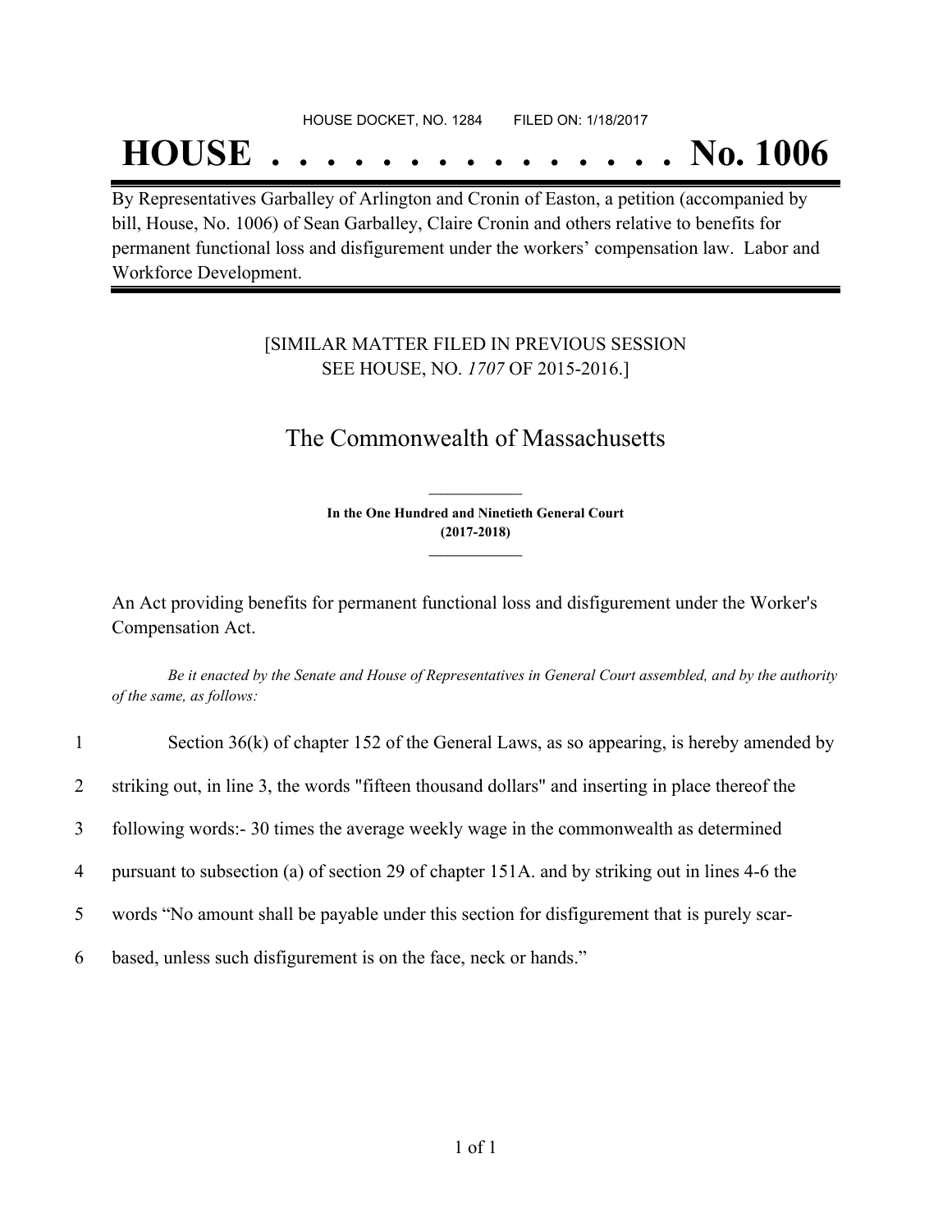HOUSE DOCKET, NO. 1284 FILED ON: 1/18/2017

# HOUSE . . . . . . . . . . . . . . . No. 1006

By Representatives Garballey of Arlington and Cronin of Easton, a petition (accompanied by bill, House, No. 1006) of Sean Garballey, Claire Cronin and others relative to benefits for permanent functional loss and disfigurement under the workers' compensation law. Labor and Workforce Development.

[SIMILAR MATTER FILED IN PREVIOUS SESSION SEE HOUSE, NO. *1707* OF 2015-2016.]

## The Commonwealth of Massachusetts

**In the One Hundred and Ninetieth General Court (2017-2018)**

An Act providing benefits for permanent functional loss and disfigurement under the Worker's Compensation Act.

*Be it enacted by the Senate and House of Representatives in General Court assembled, and by the authority of the same, as follows:*

1 Section 36(k) of chapter 152 of the General Laws, as so appearing, is hereby amended by
2 striking out, in line 3, the words "fifteen thousand dollars" and inserting in place thereof the
3 following words:- 30 times the average weekly wage in the commonwealth as determined
4 pursuant to subsection (a) of section 29 of chapter 151A. and by striking out in lines 4-6 the
5 words "No amount shall be payable under this section for disfigurement that is purely scar-
6 based, unless such disfigurement is on the face, neck or hands."